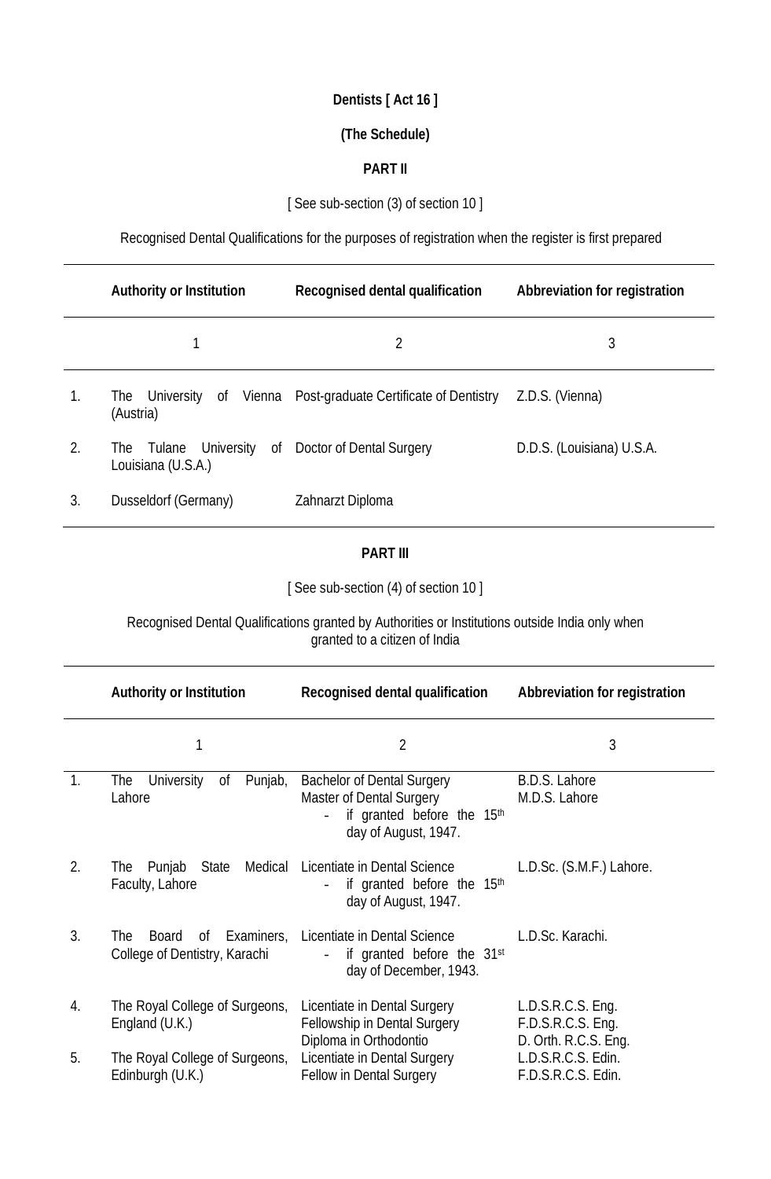**Dentists [ Act 16 ]**

**(The Schedule)**

**PART II**

[ See sub-section (3) of section 10 ]

Recognised Dental Qualifications for the purposes of registration when the register is first prepared

| | Authority or Institution | Recognised dental qualification | Abbreviation for registration |
|---|---|---|---|
| | 1 | 2 | 3 |
| 1. | The University of Vienna (Austria) | Post-graduate Certificate of Dentistry | Z.D.S. (Vienna) |
| 2. | The Tulane University of Louisiana (U.S.A.) | Doctor of Dental Surgery | D.D.S. (Louisiana) U.S.A. |
| 3. | Dusseldorf (Germany) | Zahnarzt Diploma | |

**PART III**

[ See sub-section (4) of section 10 ]

Recognised Dental Qualifications granted by Authorities or Institutions outside India only when granted to a citizen of India

| | Authority or Institution | Recognised dental qualification | Abbreviation for registration |
|---|---|---|---|
| | 1 | 2 | 3 |
| 1. | The University of Punjab, Lahore | Bachelor of Dental Surgery<br>Master of Dental Surgery<br>- if granted before the 15th day of August, 1947. | B.D.S. Lahore<br>M.D.S. Lahore |
| 2. | The Punjab State Medical Faculty, Lahore | Licentiate in Dental Science<br>- if granted before the 15th day of August, 1947. | L.D.Sc. (S.M.F.) Lahore. |
| 3. | The Board of Examiners, College of Dentistry, Karachi | Licentiate in Dental Science<br>- if granted before the 31st day of December, 1943. | L.D.Sc. Karachi. |
| 4. | The Royal College of Surgeons, England (U.K.) | Licentiate in Dental Surgery<br>Fellowship in Dental Surgery<br>Diploma in Orthodontio | L.D.S.R.C.S. Eng.<br>F.D.S.R.C.S. Eng.<br>D. Orth. R.C.S. Eng. |
| 5. | The Royal College of Surgeons, Edinburgh (U.K.) | Licentiate in Dental Surgery<br>Fellow in Dental Surgery | L.D.S.R.C.S. Edin.<br>F.D.S.R.C.S. Edin. |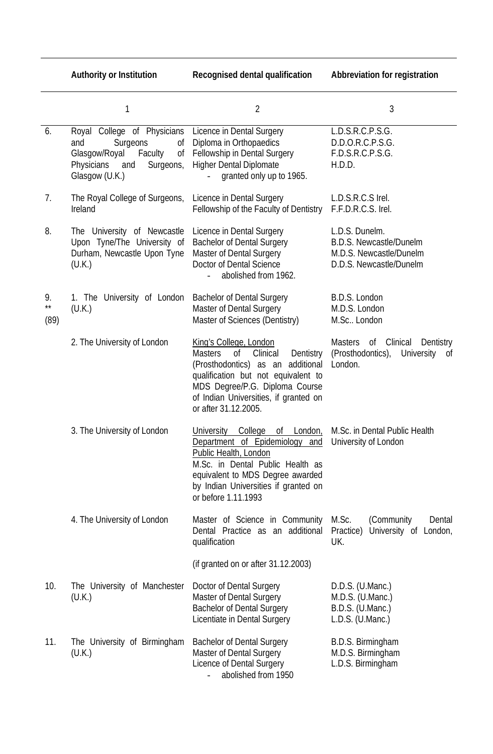| | Authority or Institution | Recognised dental qualification | Abbreviation for registration |
|---|---|---|---|
| | 1 | 2 | 3 |
| 6. | Royal College of Physicians and Surgeons of Glasgow/Royal Faculty of Physicians and Surgeons, Glasgow (U.K.) | Licence in Dental Surgery<br>Diploma in Orthopaedics<br>Fellowship in Dental Surgery<br>Higher Dental Diplomate<br>- granted only up to 1965. | L.D.S.R.C.P.S.G.<br>D.D.O.R.C.P.S.G.<br>F.D.S.R.C.P.S.G.<br>H.D.D. |
| 7. | The Royal College of Surgeons, Ireland | Licence in Dental Surgery<br>Fellowship of the Faculty of Dentistry | L.D.S.R.C.S Irel.<br>F.F.D.R.C.S. Irel. |
| 8. | The University of Newcastle Upon Tyne/The University of Durham, Newcastle Upon Tyne (U.K.) | Licence in Dental Surgery<br>Bachelor of Dental Surgery<br>Master of Dental Surgery<br>Doctor of Dental Science<br>- abolished from 1962. | L.D.S. Dunelm.<br>B.D.S. Newcastle/Dunelm<br>M.D.S. Newcastle/Dunelm<br>D.D.S. Newcastle/Dunelm |
| 9. ** (89) | 1. The University of London (U.K.) | Bachelor of Dental Surgery<br>Master of Dental Surgery<br>Master of Sciences (Dentistry) | B.D.S. London<br>M.D.S. London<br>M.Sc.. London |
| | 2. The University of London | King's College, London<br>Masters of Clinical Dentistry (Prosthodontics) as an additional qualification but not equivalent to MDS Degree/P.G. Diploma Course of Indian Universities, if granted on or after 31.12.2005. | Masters of Clinical Dentistry (Prosthodontics), University of London. |
| | 3. The University of London | University College of London, Department of Epidemiology and Public Health, London<br>M.Sc. in Dental Public Health as equivalent to MDS Degree awarded by Indian Universities if granted on or before 1.11.1993 | M.Sc. in Dental Public Health University of London |
| | 4. The University of London | Master of Science in Community Dental Practice as an additional qualification<br><br>(if granted on or after 31.12.2003) | M.Sc. (Community Dental Practice) University of London, UK. |
| 10. | The University of Manchester (U.K.) | Doctor of Dental Surgery<br>Master of Dental Surgery<br>Bachelor of Dental Surgery<br>Licentiate in Dental Surgery | D.D.S. (U.Manc.)<br>M.D.S. (U.Manc.)<br>B.D.S. (U.Manc.)<br>L.D.S. (U.Manc.) |
| 11. | The University of Birmingham (U.K.) | Bachelor of Dental Surgery<br>Master of Dental Surgery<br>Licence of Dental Surgery<br>- abolished from 1950 | B.D.S. Birmingham<br>M.D.S. Birmingham<br>L.D.S. Birmingham |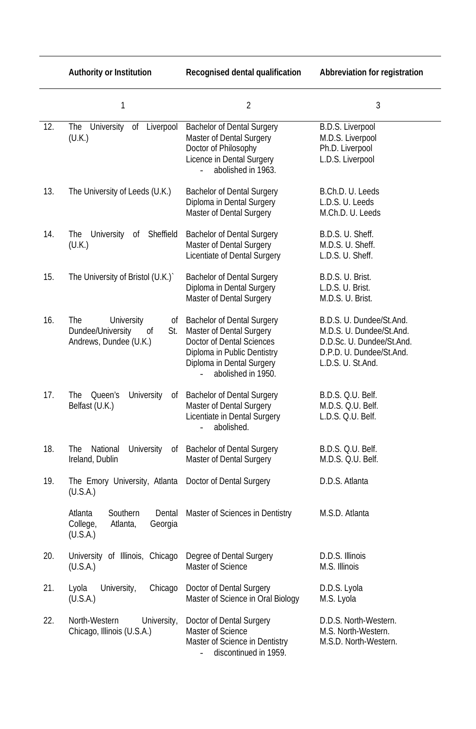| | Authority or Institution | Recognised dental qualification | Abbreviation for registration |
|---|---|---|---|
| | 1 | 2 | 3 |
| 12. | The University of Liverpool (U.K.) | Bachelor of Dental Surgery<br>Master of Dental Surgery<br>Doctor of Philosophy<br>Licence in Dental Surgery<br>- abolished in 1963. | B.D.S. Liverpool<br>M.D.S. Liverpool<br>Ph.D. Liverpool<br>L.D.S. Liverpool |
| 13. | The University of Leeds (U.K.) | Bachelor of Dental Surgery<br>Diploma in Dental Surgery<br>Master of Dental Surgery | B.Ch.D. U. Leeds<br>L.D.S. U. Leeds<br>M.Ch.D. U. Leeds |
| 14. | The University of Sheffield (U.K.) | Bachelor of Dental Surgery<br>Master of Dental Surgery<br>Licentiate of Dental Surgery | B.D.S. U. Sheff.<br>M.D.S. U. Sheff.<br>L.D.S. U. Sheff. |
| 15. | The University of Bristol (U.K.)` | Bachelor of Dental Surgery<br>Diploma in Dental Surgery<br>Master of Dental Surgery | B.D.S. U. Brist.<br>L.D.S. U. Brist.<br>M.D.S. U. Brist. |
| 16. | The University of Dundee/University of St. Andrews, Dundee (U.K.) | Bachelor of Dental Surgery<br>Master of Dental Surgery<br>Doctor of Dental Sciences<br>Diploma in Public Dentistry<br>Diploma in Dental Surgery<br>- abolished in 1950. | B.D.S. U. Dundee/St.And.<br>M.D.S. U. Dundee/St.And.<br>D.D.Sc. U. Dundee/St.And.<br>D.P.D. U. Dundee/St.And.<br>L.D.S. U. St.And. |
| 17. | The Queen's University of Belfast (U.K.) | Bachelor of Dental Surgery<br>Master of Dental Surgery<br>Licentiate in Dental Surgery<br>- abolished. | B.D.S. Q.U. Belf.<br>M.D.S. Q.U. Belf.<br>L.D.S. Q.U. Belf. |
| 18. | The National University of Ireland, Dublin | Bachelor of Dental Surgery<br>Master of Dental Surgery | B.D.S. Q.U. Belf.<br>M.D.S. Q.U. Belf. |
| 19. | The Emory University, Atlanta (U.S.A.) | Doctor of Dental Surgery | D.D.S. Atlanta |
| | Atlanta Southern Dental College, Atlanta, Georgia (U.S.A.) | Master of Sciences in Dentistry | M.S.D. Atlanta |
| 20. | University of Illinois, Chicago (U.S.A.) | Degree of Dental Surgery<br>Master of Science | D.D.S. Illinois<br>M.S. Illinois |
| 21. | Lyola University, Chicago (U.S.A.) | Doctor of Dental Surgery<br>Master of Science in Oral Biology | D.D.S. Lyola<br>M.S. Lyola |
| 22. | North-Western University, Chicago, Illinois (U.S.A.) | Doctor of Dental Surgery<br>Master of Science<br>Master of Science in Dentistry<br>- discontinued in 1959. | D.D.S. North-Western.<br>M.S. North-Western.<br>M.S.D. North-Western. |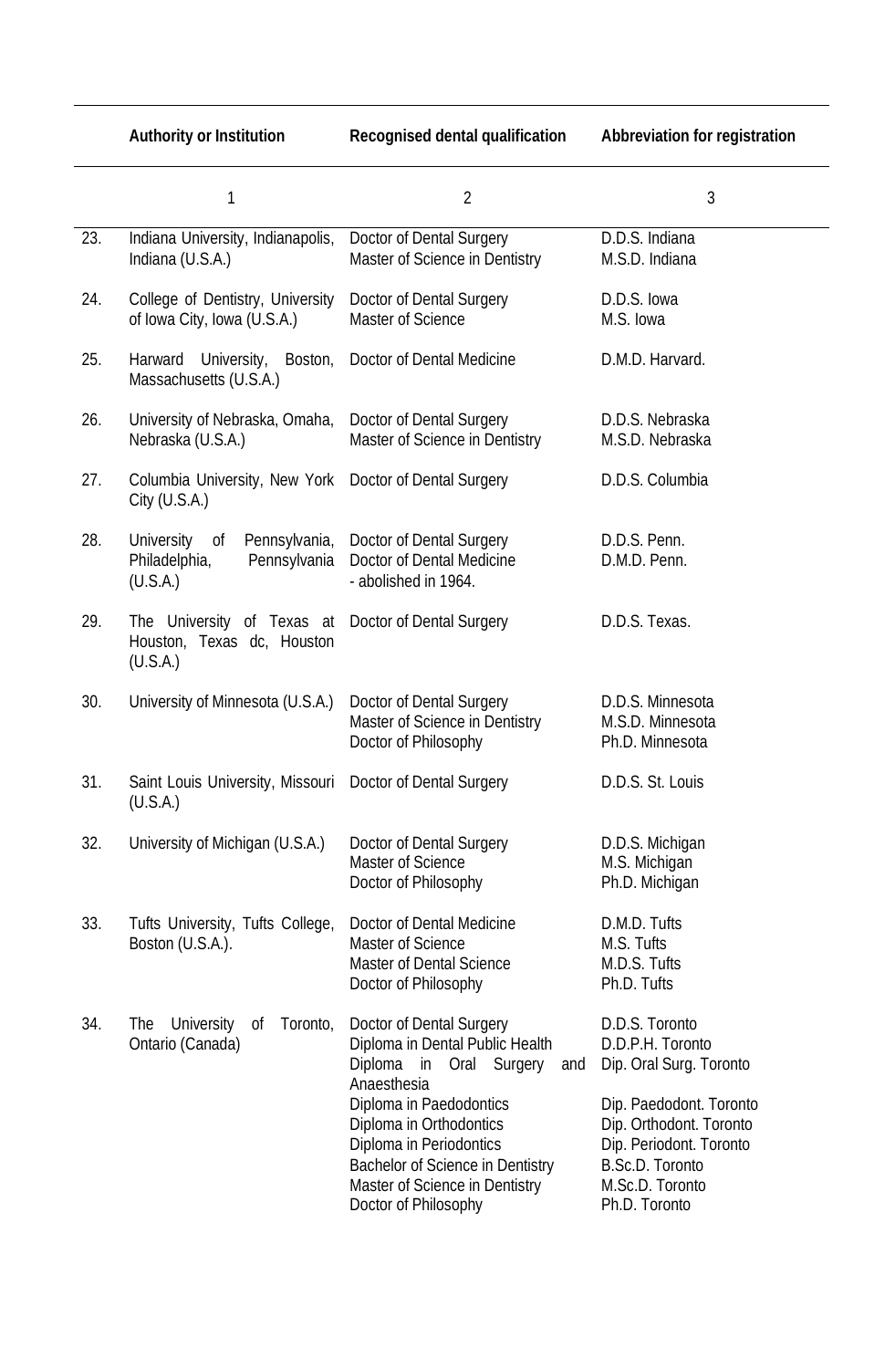| | Authority or Institution | Recognised dental qualification | Abbreviation for registration |
|---|---|---|---|
| | 1 | 2 | 3 |
| 23. | Indiana University, Indianapolis, Indiana (U.S.A.) | Doctor of Dental Surgery<br>Master of Science in Dentistry | D.D.S. Indiana<br>M.S.D. Indiana |
| 24. | College of Dentistry, University of Iowa City, Iowa (U.S.A.) | Doctor of Dental Surgery<br>Master of Science | D.D.S. Iowa<br>M.S. Iowa |
| 25. | Harward University, Boston, Massachusetts (U.S.A.) | Doctor of Dental Medicine | D.M.D. Harvard. |
| 26. | University of Nebraska, Omaha, Nebraska (U.S.A.) | Doctor of Dental Surgery<br>Master of Science in Dentistry | D.D.S. Nebraska<br>M.S.D. Nebraska |
| 27. | Columbia University, New York City (U.S.A.) | Doctor of Dental Surgery | D.D.S. Columbia |
| 28. | University of Pennsylvania, Philadelphia, Pennsylvania (U.S.A.) | Doctor of Dental Surgery<br>Doctor of Dental Medicine<br>- abolished in 1964. | D.D.S. Penn.<br>D.M.D. Penn. |
| 29. | The University of Texas at Houston, Texas dc, Houston (U.S.A.) | Doctor of Dental Surgery | D.D.S. Texas. |
| 30. | University of Minnesota (U.S.A.) | Doctor of Dental Surgery<br>Master of Science in Dentistry<br>Doctor of Philosophy | D.D.S. Minnesota<br>M.S.D. Minnesota<br>Ph.D. Minnesota |
| 31. | Saint Louis University, Missouri (U.S.A.) | Doctor of Dental Surgery | D.D.S. St. Louis |
| 32. | University of Michigan (U.S.A.) | Doctor of Dental Surgery<br>Master of Science<br>Doctor of Philosophy | D.D.S. Michigan<br>M.S. Michigan<br>Ph.D. Michigan |
| 33. | Tufts University, Tufts College, Boston (U.S.A.). | Doctor of Dental Medicine<br>Master of Science<br>Master of Dental Science<br>Doctor of Philosophy | D.M.D. Tufts<br>M.S. Tufts<br>M.D.S. Tufts<br>Ph.D. Tufts |
| 34. | The University of Toronto, Ontario (Canada) | Doctor of Dental Surgery<br>Diploma in Dental Public Health<br>Diploma in Oral Surgery and Anaesthesia<br>Diploma in Paedodontics<br>Diploma in Orthodontics<br>Diploma in Periodontics<br>Bachelor of Science in Dentistry<br>Master of Science in Dentistry<br>Doctor of Philosophy | D.D.S. Toronto<br>D.D.P.H. Toronto<br>Dip. Oral Surg. Toronto<br>Dip. Paedodont. Toronto<br>Dip. Orthodont. Toronto<br>Dip. Periodont. Toronto<br>B.Sc.D. Toronto<br>M.Sc.D. Toronto<br>Ph.D. Toronto |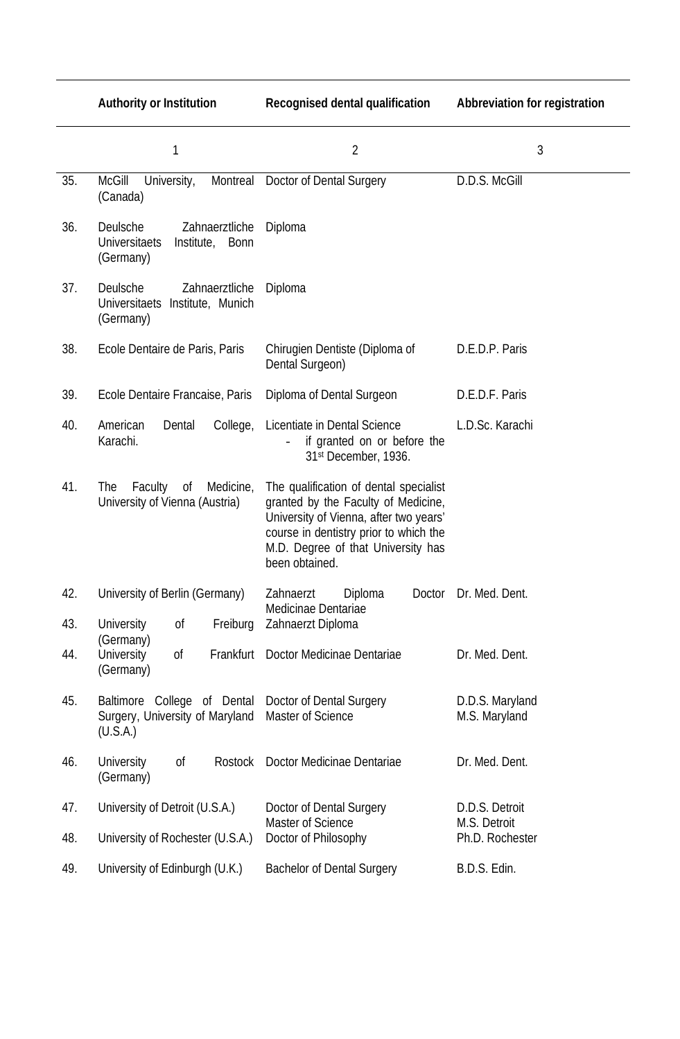| | Authority or Institution | Recognised dental qualification | Abbreviation for registration |
|---|---|---|---|
| | 1 | 2 | 3 |
| 35. | McGill University, Montreal (Canada) | Doctor of Dental Surgery | D.D.S. McGill |
| 36. | Deulsche Zahnaerztliche Universitaets Institute, Bonn (Germany) | Diploma | |
| 37. | Deulsche Zahnaerztliche Universitaets Institute, Munich (Germany) | Diploma | |
| 38. | Ecole Dentaire de Paris, Paris | Chirugien Dentiste (Diploma of Dental Surgeon) | D.E.D.P. Paris |
| 39. | Ecole Dentaire Francaise, Paris | Diploma of Dental Surgeon | D.E.D.F. Paris |
| 40. | American Dental College, Karachi. | Licentiate in Dental Science - if granted on or before the 31st December, 1936. | L.D.Sc. Karachi |
| 41. | The Faculty of Medicine, University of Vienna (Austria) | The qualification of dental specialist granted by the Faculty of Medicine, University of Vienna, after two years' course in dentistry prior to which the M.D. Degree of that University has been obtained. | |
| 42. | University of Berlin (Germany) | Zahnaerzt Diploma Doctor Medicinae Dentariae | Dr. Med. Dent. |
| 43. | University of Freiburg (Germany) | Zahnaerzt Diploma | |
| 44. | University of Frankfurt (Germany) | Doctor Medicinae Dentariae | Dr. Med. Dent. |
| 45. | Baltimore College of Dental Surgery, University of Maryland (U.S.A.) | Doctor of Dental Surgery<br>Master of Science | D.D.S. Maryland<br>M.S. Maryland |
| 46. | University of Rostock (Germany) | Doctor Medicinae Dentariae | Dr. Med. Dent. |
| 47. | University of Detroit (U.S.A.) | Doctor of Dental Surgery<br>Master of Science | D.D.S. Detroit<br>M.S. Detroit |
| 48. | University of Rochester (U.S.A.) | Doctor of Philosophy | Ph.D. Rochester |
| 49. | University of Edinburgh (U.K.) | Bachelor of Dental Surgery | B.D.S. Edin. |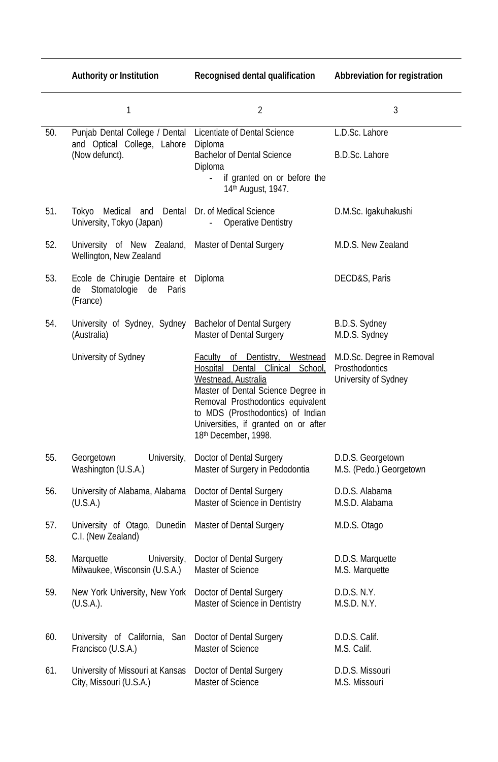| | Authority or Institution | Recognised dental qualification | Abbreviation for registration |
|---|---|---|---|
| | 1 | 2 | 3 |
| 50. | Punjab Dental College / Dental and Optical College, Lahore (Now defunct). | Licentiate of Dental Science Diploma<br>Bachelor of Dental Science Diploma<br>- if granted on or before the 14th August, 1947. | L.D.Sc. Lahore<br>B.D.Sc. Lahore |
| 51. | Tokyo Medical and Dental University, Tokyo (Japan) | Dr. of Medical Science<br>- Operative Dentistry | D.M.Sc. Igakuhakushi |
| 52. | University of New Zealand, Wellington, New Zealand | Master of Dental Surgery | M.D.S. New Zealand |
| 53. | Ecole de Chirugie Dentaire et de Stomatologie de Paris (France) | Diploma | DECD&S, Paris |
| 54. | University of Sydney, Sydney (Australia) | Bachelor of Dental Surgery<br>Master of Dental Surgery | B.D.S. Sydney<br>M.D.S. Sydney |
| | University of Sydney | <u>Faculty of Dentistry, Westnead Hospital Dental Clinical School, Westnead, Australia</u><br>Master of Dental Science Degree in Removal Prosthodontics equivalent to MDS (Prosthodontics) of Indian Universities, if granted on or after 18th December, 1998. | M.D.Sc. Degree in Removal Prosthodontics University of Sydney |
| 55. | Georgetown University, Washington (U.S.A.) | Doctor of Dental Surgery<br>Master of Surgery in Pedodontia | D.D.S. Georgetown<br>M.S. (Pedo.) Georgetown |
| 56. | University of Alabama, Alabama (U.S.A.) | Doctor of Dental Surgery<br>Master of Science in Dentistry | D.D.S. Alabama<br>M.S.D. Alabama |
| 57. | University of Otago, Dunedin C.I. (New Zealand) | Master of Dental Surgery | M.D.S. Otago |
| 58. | Marquette University, Milwaukee, Wisconsin (U.S.A.) | Doctor of Dental Surgery<br>Master of Science | D.D.S. Marquette<br>M.S. Marquette |
| 59. | New York University, New York (U.S.A.). | Doctor of Dental Surgery<br>Master of Science in Dentistry | D.D.S. N.Y.<br>M.S.D. N.Y. |
| 60. | University of California, San Francisco (U.S.A.) | Doctor of Dental Surgery<br>Master of Science | D.D.S. Calif.<br>M.S. Calif. |
| 61. | University of Missouri at Kansas City, Missouri (U.S.A.) | Doctor of Dental Surgery<br>Master of Science | D.D.S. Missouri<br>M.S. Missouri |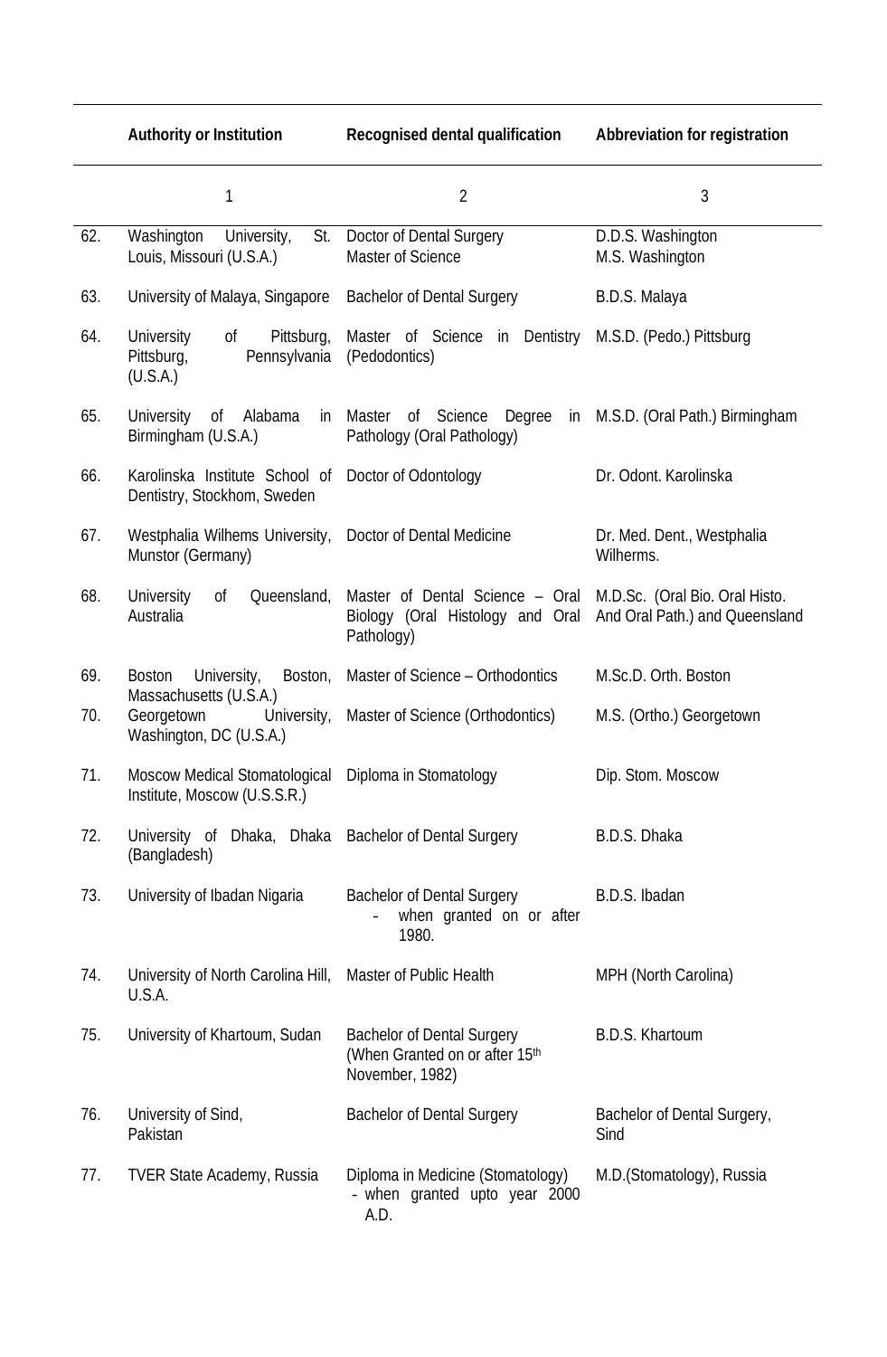| | Authority or Institution | Recognised dental qualification | Abbreviation for registration |
|---|---|---|---|
| | 1 | 2 | 3 |
| 62. | Washington University, St. Louis, Missouri (U.S.A.) | Doctor of Dental Surgery<br>Master of Science | D.D.S. Washington<br>M.S. Washington |
| 63. | University of Malaya, Singapore | Bachelor of Dental Surgery | B.D.S. Malaya |
| 64. | University of Pittsburg, Pittsburg, Pennsylvania (U.S.A.) | Master of Science in Dentistry (Pedodontics) | M.S.D. (Pedo.) Pittsburg |
| 65. | University of Alabama in Birmingham (U.S.A.) | Master of Science Degree in Pathology (Oral Pathology) | M.S.D. (Oral Path.) Birmingham |
| 66. | Karolinska Institute School of Dentistry, Stockhom, Sweden | Doctor of Odontology | Dr. Odont. Karolinska |
| 67. | Westphalia Wilhems University, Munstor (Germany) | Doctor of Dental Medicine | Dr. Med. Dent., Westphalia Wilherms. |
| 68. | University of Queensland, Australia | Master of Dental Science – Oral Biology (Oral Histology and Oral Pathology) | M.D.Sc. (Oral Bio. Oral Histo. And Oral Path.) and Queensland |
| 69. | Boston University, Boston, Massachusetts (U.S.A.) | Master of Science – Orthodontics | M.Sc.D. Orth. Boston |
| 70. | Georgetown University, Washington, DC (U.S.A.) | Master of Science (Orthodontics) | M.S. (Ortho.) Georgetown |
| 71. | Moscow Medical Stomatological Institute, Moscow (U.S.S.R.) | Diploma in Stomatology | Dip. Stom. Moscow |
| 72. | University of Dhaka, Dhaka (Bangladesh) | Bachelor of Dental Surgery | B.D.S. Dhaka |
| 73. | University of Ibadan Nigaria | Bachelor of Dental Surgery<br>- when granted on or after 1980. | B.D.S. Ibadan |
| 74. | University of North Carolina Hill, U.S.A. | Master of Public Health | MPH (North Carolina) |
| 75. | University of Khartoum, Sudan | Bachelor of Dental Surgery (When Granted on or after 15th November, 1982) | B.D.S. Khartoum |
| 76. | University of Sind, Pakistan | Bachelor of Dental Surgery | Bachelor of Dental Surgery, Sind |
| 77. | TVER State Academy, Russia | Diploma in Medicine (Stomatology)<br>- when granted upto year 2000 A.D. | M.D.(Stomatology), Russia |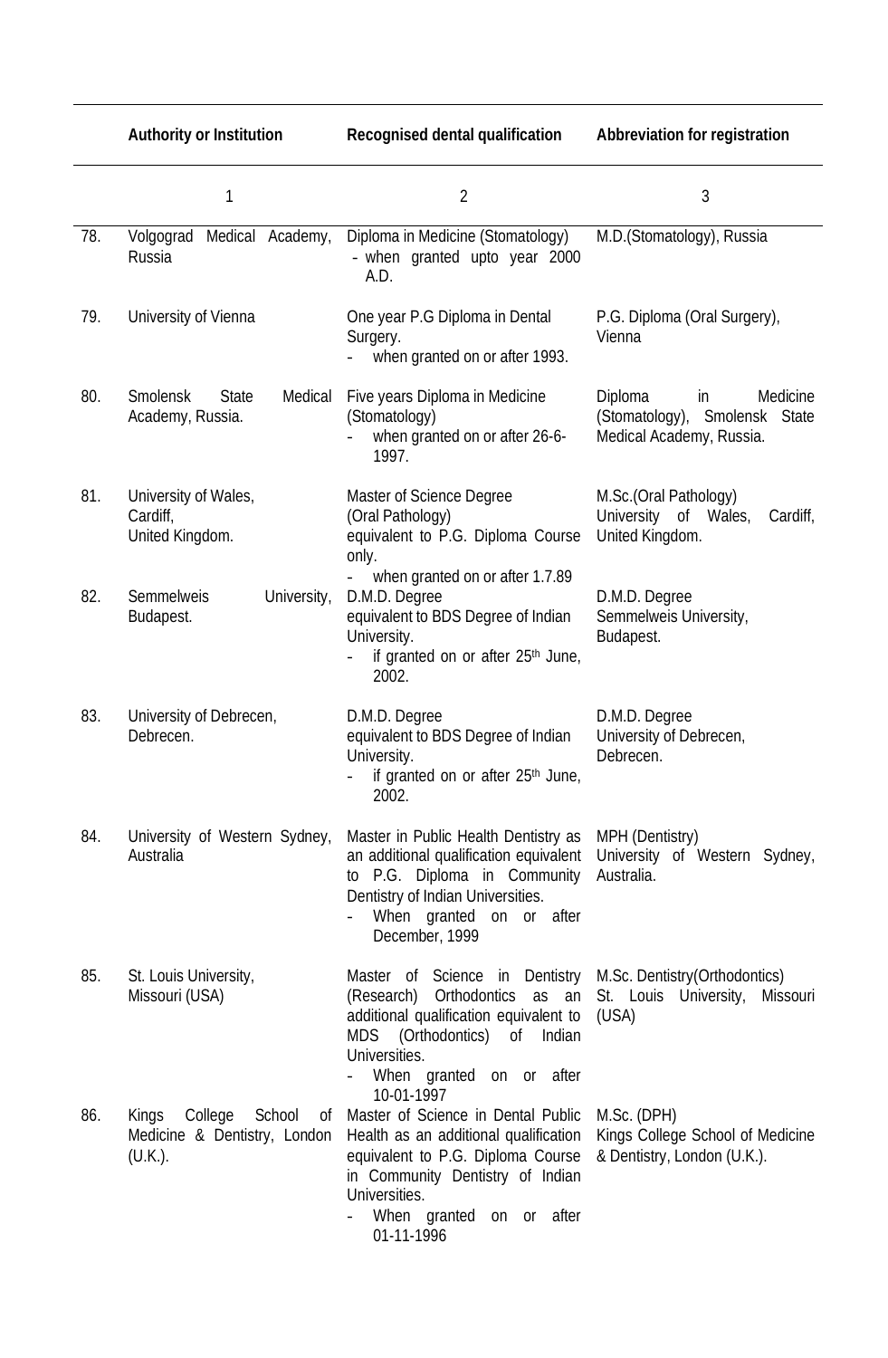| | Authority or Institution | Recognised dental qualification | Abbreviation for registration |
|---|---|---|---|
| | 1 | 2 | 3 |
| 78. | Volgograd Medical Academy, Russia | Diploma in Medicine (Stomatology) - when granted upto year 2000 A.D. | M.D.(Stomatology), Russia |
| 79. | University of Vienna | One year P.G Diploma in Dental Surgery. - when granted on or after 1993. | P.G. Diploma (Oral Surgery), Vienna |
| 80. | Smolensk State Medical Academy, Russia. | Five years Diploma in Medicine (Stomatology) - when granted on or after 26-6-1997. | Diploma in Medicine (Stomatology), Smolensk State Medical Academy, Russia. |
| 81. | University of Wales, Cardiff, United Kingdom. | Master of Science Degree (Oral Pathology) equivalent to P.G. Diploma Course only. - when granted on or after 1.7.89 | M.Sc.(Oral Pathology) University of Wales, Cardiff, United Kingdom. |
| 82. | Semmelweis University, Budapest. | D.M.D. Degree equivalent to BDS Degree of Indian University. - if granted on or after 25th June, 2002. | D.M.D. Degree Semmelweis University, Budapest. |
| 83. | University of Debrecen, Debrecen. | D.M.D. Degree equivalent to BDS Degree of Indian University. - if granted on or after 25th June, 2002. | D.M.D. Degree University of Debrecen, Debrecen. |
| 84. | University of Western Sydney, Australia | Master in Public Health Dentistry as an additional qualification equivalent to P.G. Diploma in Community Dentistry of Indian Universities. - When granted on or after December, 1999 | MPH (Dentistry) University of Western Sydney, Australia. |
| 85. | St. Louis University, Missouri (USA) | Master of Science in Dentistry (Research) Orthodontics as an additional qualification equivalent to MDS (Orthodontics) of Indian Universities. - When granted on or after 10-01-1997 | M.Sc. Dentistry(Orthodontics) St. Louis University, Missouri (USA) |
| 86. | Kings College School of Medicine & Dentistry, London (U.K.). | Master of Science in Dental Public Health as an additional qualification equivalent to P.G. Diploma Course in Community Dentistry of Indian Universities. - When granted on or after 01-11-1996 | M.Sc. (DPH) Kings College School of Medicine & Dentistry, London (U.K.). |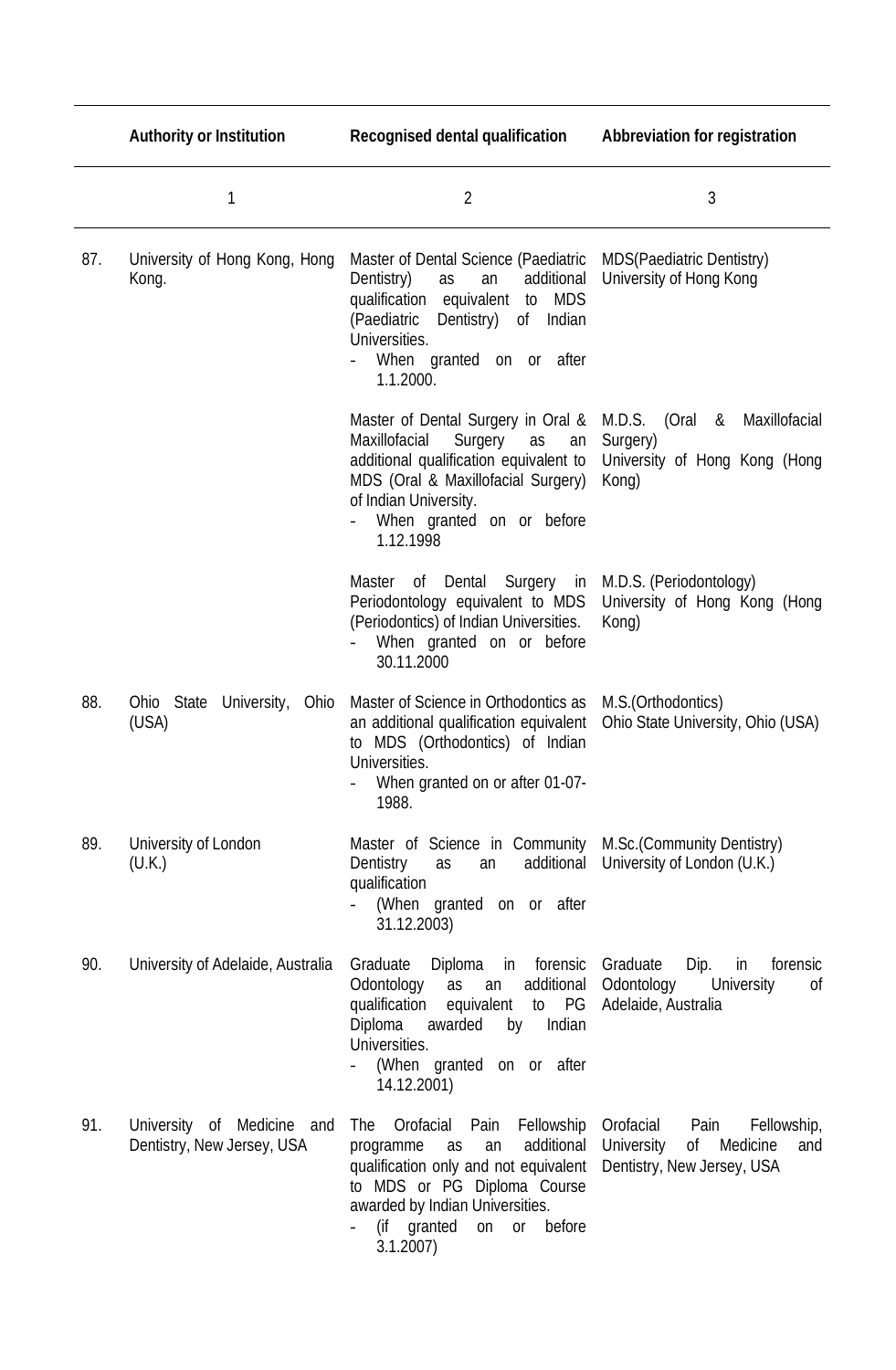| | Authority or Institution | Recognised dental qualification | Abbreviation for registration |
|---|---|---|---|
| | 1 | 2 | 3 |
| 87. | University of Hong Kong, Hong Kong. | Master of Dental Science (Paediatric Dentistry) as an additional qualification equivalent to MDS (Paediatric Dentistry) of Indian Universities. - When granted on or after 1.1.2000. | MDS(Paediatric Dentistry) University of Hong Kong |
| | | Master of Dental Surgery in Oral & Maxillofacial Surgery as an additional qualification equivalent to MDS (Oral & Maxillofacial Surgery) of Indian University. - When granted on or before 1.12.1998 | M.D.S. (Oral & Maxillofacial Surgery) University of Hong Kong (Hong Kong) |
| | | Master of Dental Surgery in Periodontology equivalent to MDS (Periodontics) of Indian Universities. - When granted on or before 30.11.2000 | M.D.S. (Periodontology) University of Hong Kong (Hong Kong) |
| 88. | Ohio State University, Ohio (USA) | Master of Science in Orthodontics as an additional qualification equivalent to MDS (Orthodontics) of Indian Universities. - When granted on or after 01-07-1988. | M.S.(Orthodontics) Ohio State University, Ohio (USA) |
| 89. | University of London (U.K.) | Master of Science in Community Dentistry as an additional qualification - (When granted on or after 31.12.2003) | M.Sc.(Community Dentistry) University of London (U.K.) |
| 90. | University of Adelaide, Australia | Graduate Diploma in forensic Odontology as an additional qualification equivalent to PG Diploma awarded by Indian Universities. - (When granted on or after 14.12.2001) | Graduate Dip. in forensic Odontology University of Adelaide, Australia |
| 91. | University of Medicine and Dentistry, New Jersey, USA | The Orofacial Pain Fellowship programme as an additional qualification only and not equivalent to MDS or PG Diploma Course awarded by Indian Universities. - (if granted on or before 3.1.2007) | Orofacial Pain Fellowship, University of Medicine and Dentistry, New Jersey, USA |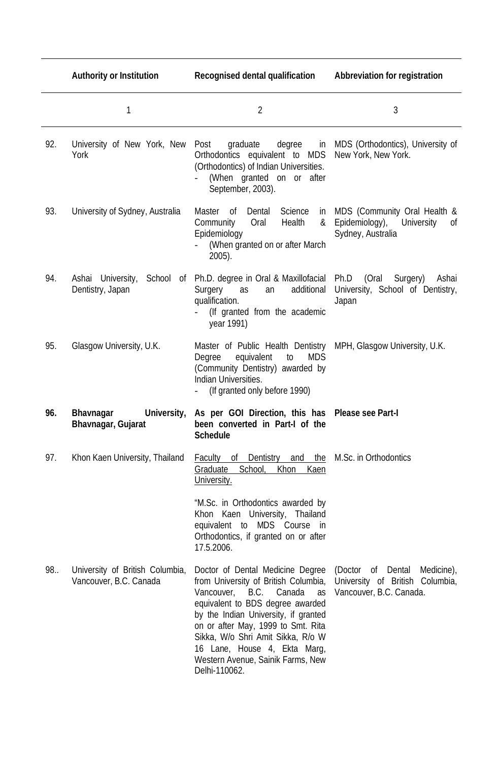| | Authority or Institution | Recognised dental qualification | Abbreviation for registration |
|---|---|---|---|
| | 1 | 2 | 3 |
| 92. | University of New York, New York | Post graduate degree in Orthodontics equivalent to MDS (Orthodontics) of Indian Universities.<br>- (When granted on or after September, 2003). | MDS (Orthodontics), University of New York, New York. |
| 93. | University of Sydney, Australia | Master of Dental Science in Community Oral Health & Epidemiology<br>- (When granted on or after March 2005). | MDS (Community Oral Health & Epidemiology), University of Sydney, Australia |
| 94. | Ashai University, School of Dentistry, Japan | Ph.D. degree in Oral & Maxillofacial Surgery as an additional qualification.<br>- (If granted from the academic year 1991) | Ph.D (Oral Surgery) Ashai University, School of Dentistry, Japan |
| 95. | Glasgow University, U.K. | Master of Public Health Dentistry Degree equivalent to MDS (Community Dentistry) awarded by Indian Universities.<br>- (If granted only before 1990) | MPH, Glasgow University, U.K. |
| **96.** | **Bhavnagar University, Bhavnagar, Gujarat** | **As per GOI Direction, this has been converted in Part-I of the Schedule** | **Please see Part-I** |
| 97. | Khon Kaen University, Thailand | Faculty of Dentistry and the Graduate School, Khon Kaen University.<br><br>"M.Sc. in Orthodontics awarded by Khon Kaen University, Thailand equivalent to MDS Course in Orthodontics, if granted on or after 17.5.2006. | M.Sc. in Orthodontics |
| 98.. | University of British Columbia, Vancouver, B.C. Canada | Doctor of Dental Medicine Degree from University of British Columbia, Vancouver, B.C. Canada as equivalent to BDS degree awarded by the Indian University, if granted on or after May, 1999 to Smt. Rita Sikka, W/o Shri Amit Sikka, R/o W 16 Lane, House 4, Ekta Marg, Western Avenue, Sainik Farms, New Delhi-110062. | (Doctor of Dental Medicine), University of British Columbia, Vancouver, B.C. Canada. |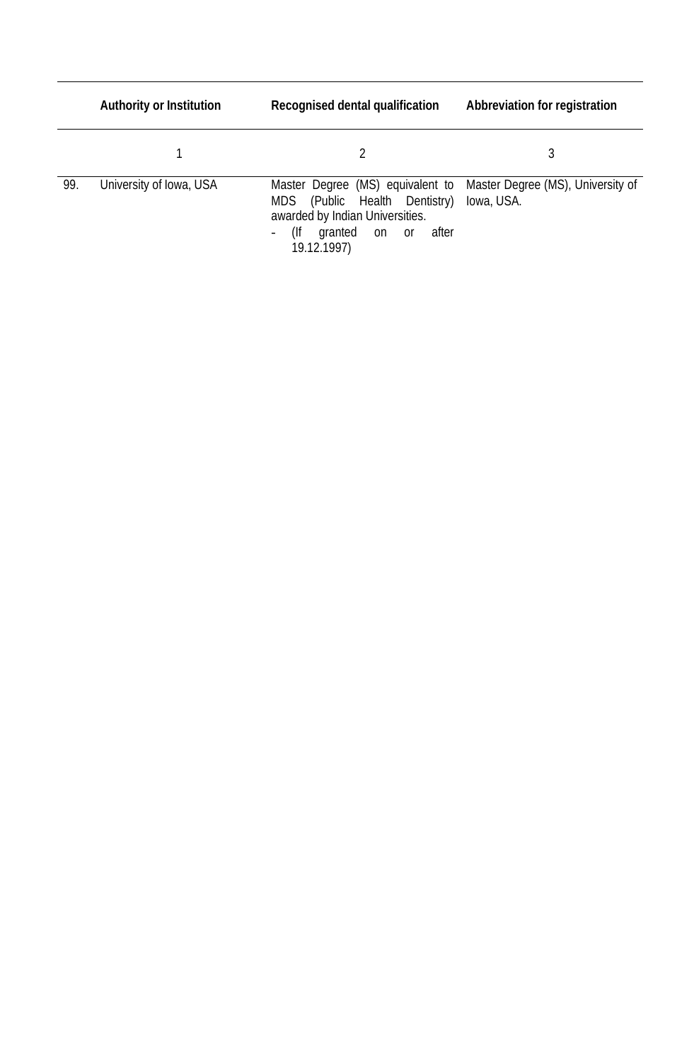| | Authority or Institution | Recognised dental qualification | Abbreviation for registration |
|---|---|---|---|
| | 1 | 2 | 3 |
| 99. | University of Iowa, USA | Master Degree (MS) equivalent to MDS (Public Health Dentistry) awarded by Indian Universities. - (If granted on or after 19.12.1997) | Master Degree (MS), University of Iowa, USA. |